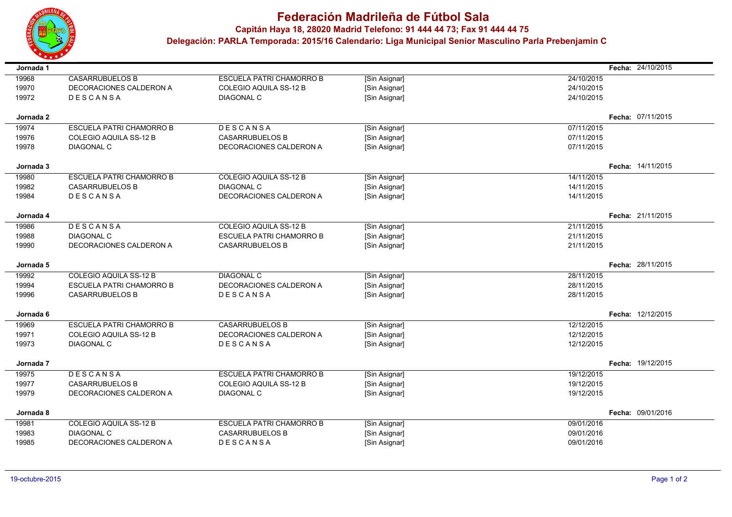# Federación Madrileña de Fútbol Sala

**Capitán Haya 18, 28020 Madrid Telefono: 91 444 44 73; Fax 91 444 44 75**

**Delegación: PARLA Temporada: 2015/16 Calendario: Liga Municipal Senior Masculino Parla Prebenjamin C**

**Jornada 1** — **Fecha:** 24/10/2015

| | | | | |
|---|---|---|---|---|
| 19968 | CASARRUBUELOS B | ESCUELA PATRI CHAMORRO B | [Sin Asignar] | 24/10/2015 |
| 19970 | DECORACIONES CALDERON A | COLEGIO AQUILA SS-12 B | [Sin Asignar] | 24/10/2015 |
| 19972 | D E S C A N S A | DIAGONAL C | [Sin Asignar] | 24/10/2015 |

**Jornada 2** — **Fecha:** 07/11/2015

| | | | | |
|---|---|---|---|---|
| 19974 | ESCUELA PATRI CHAMORRO B | D E S C A N S A | [Sin Asignar] | 07/11/2015 |
| 19976 | COLEGIO AQUILA SS-12 B | CASARRUBUELOS B | [Sin Asignar] | 07/11/2015 |
| 19978 | DIAGONAL C | DECORACIONES CALDERON A | [Sin Asignar] | 07/11/2015 |

**Jornada 3** — **Fecha:** 14/11/2015

| | | | | |
|---|---|---|---|---|
| 19980 | ESCUELA PATRI CHAMORRO B | COLEGIO AQUILA SS-12 B | [Sin Asignar] | 14/11/2015 |
| 19982 | CASARRUBUELOS B | DIAGONAL C | [Sin Asignar] | 14/11/2015 |
| 19984 | D E S C A N S A | DECORACIONES CALDERON A | [Sin Asignar] | 14/11/2015 |

**Jornada 4** — **Fecha:** 21/11/2015

| | | | | |
|---|---|---|---|---|
| 19986 | D E S C A N S A | COLEGIO AQUILA SS-12 B | [Sin Asignar] | 21/11/2015 |
| 19988 | DIAGONAL C | ESCUELA PATRI CHAMORRO B | [Sin Asignar] | 21/11/2015 |
| 19990 | DECORACIONES CALDERON A | CASARRUBUELOS B | [Sin Asignar] | 21/11/2015 |

**Jornada 5** — **Fecha:** 28/11/2015

| | | | | |
|---|---|---|---|---|
| 19992 | COLEGIO AQUILA SS-12 B | DIAGONAL C | [Sin Asignar] | 28/11/2015 |
| 19994 | ESCUELA PATRI CHAMORRO B | DECORACIONES CALDERON A | [Sin Asignar] | 28/11/2015 |
| 19996 | CASARRUBUELOS B | D E S C A N S A | [Sin Asignar] | 28/11/2015 |

**Jornada 6** — **Fecha:** 12/12/2015

| | | | | |
|---|---|---|---|---|
| 19969 | ESCUELA PATRI CHAMORRO B | CASARRUBUELOS B | [Sin Asignar] | 12/12/2015 |
| 19971 | COLEGIO AQUILA SS-12 B | DECORACIONES CALDERON A | [Sin Asignar] | 12/12/2015 |
| 19973 | DIAGONAL C | D E S C A N S A | [Sin Asignar] | 12/12/2015 |

**Jornada 7** — **Fecha:** 19/12/2015

| | | | | |
|---|---|---|---|---|
| 19975 | D E S C A N S A | ESCUELA PATRI CHAMORRO B | [Sin Asignar] | 19/12/2015 |
| 19977 | CASARRUBUELOS B | COLEGIO AQUILA SS-12 B | [Sin Asignar] | 19/12/2015 |
| 19979 | DECORACIONES CALDERON A | DIAGONAL C | [Sin Asignar] | 19/12/2015 |

**Jornada 8** — **Fecha:** 09/01/2016

| | | | | |
|---|---|---|---|---|
| 19981 | COLEGIO AQUILA SS-12 B | ESCUELA PATRI CHAMORRO B | [Sin Asignar] | 09/01/2016 |
| 19983 | DIAGONAL C | CASARRUBUELOS B | [Sin Asignar] | 09/01/2016 |
| 19985 | DECORACIONES CALDERON A | D E S C A N S A | [Sin Asignar] | 09/01/2016 |

19-octubre-2015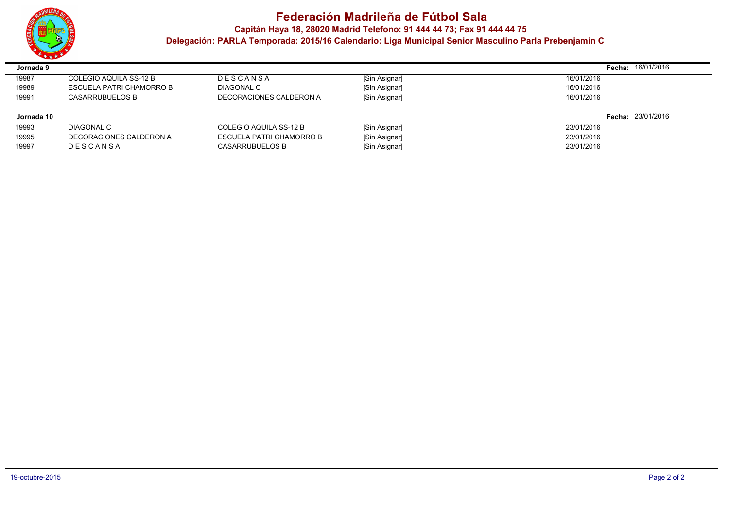# Federación Madrileña de Fútbol Sala

**Capitán Haya 18, 28020 Madrid Telefono: 91 444 44 73; Fax 91 444 44 75**

**Delegación: PARLA Temporada: 2015/16 Calendario: Liga Municipal Senior Masculino Parla Prebenjamin C**

**Jornada 9** — **Fecha:** 16/01/2016

| | | | | |
|---|---|---|---|---|
| 19987 | COLEGIO AQUILA SS-12 B | D E S C A N S A | [Sin Asignar] | 16/01/2016 |
| 19989 | ESCUELA PATRI CHAMORRO B | DIAGONAL C | [Sin Asignar] | 16/01/2016 |
| 19991 | CASARRUBUELOS B | DECORACIONES CALDERON A | [Sin Asignar] | 16/01/2016 |

**Jornada 10** — **Fecha:** 23/01/2016

| | | | | |
|---|---|---|---|---|
| 19993 | DIAGONAL C | COLEGIO AQUILA SS-12 B | [Sin Asignar] | 23/01/2016 |
| 19995 | DECORACIONES CALDERON A | ESCUELA PATRI CHAMORRO B | [Sin Asignar] | 23/01/2016 |
| 19997 | D E S C A N S A | CASARRUBUELOS B | [Sin Asignar] | 23/01/2016 |

19-octubre-2015